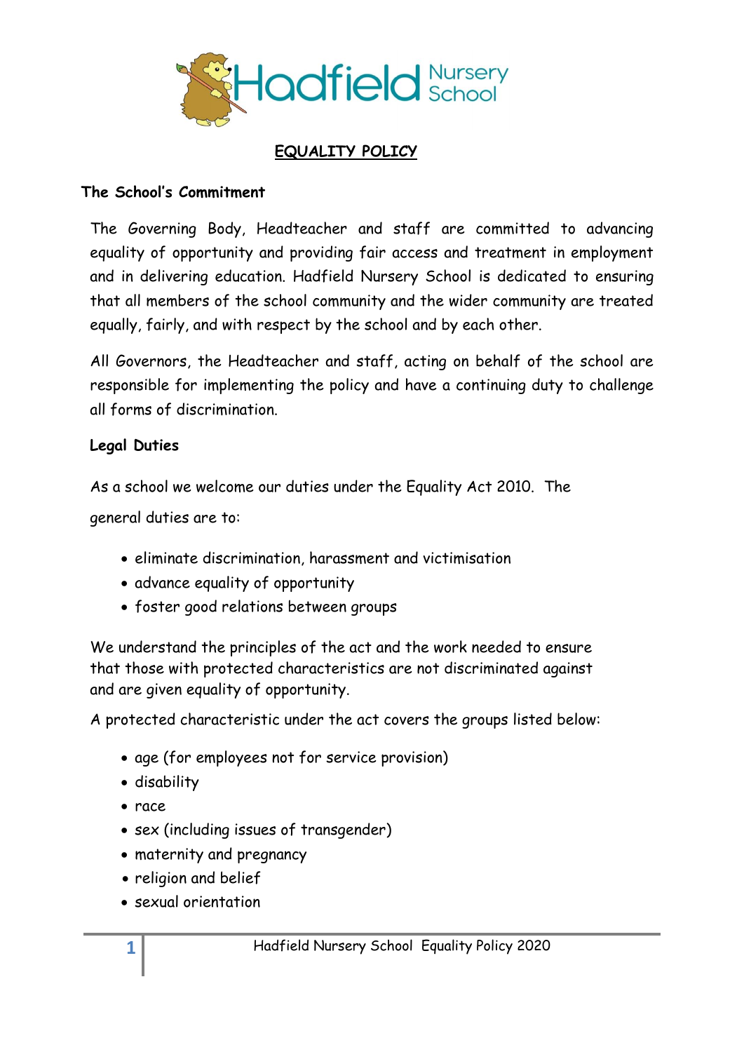# EQUALITY POLICY

### The School's Commitment

The Governing Body, Headteacher and staff are committed to advancing equality of opportunity and providing fair access and treatment in employment and in delivering education. Hadfield Nursery School is dedicated to ensuring that all members of the school community and the wider community are treated equally, fairly, and with respect by the school and by each other.

All Governors, the Headteacher and staff, acting on behalf of the school are responsible for implementing the policy and have a continuing duty to challenge all forms of discrimination.

### Legal Duties

As a school we welcome our duties under the Equality Act 2010. The general duties are to:

- eliminate discrimination, harassment and victimisation
- advance equality of opportunity
- foster good relations between groups

We understand the principles of the act and the work needed to ensure that those with protected characteristics are not discriminated against and are given equality of opportunity.

A protected characteristic under the act covers the groups listed below:

- age (for employees not for service provision)
- disability
- race
- sex (including issues of transgender)
- maternity and pregnancy
- religion and belief
- sexual orientation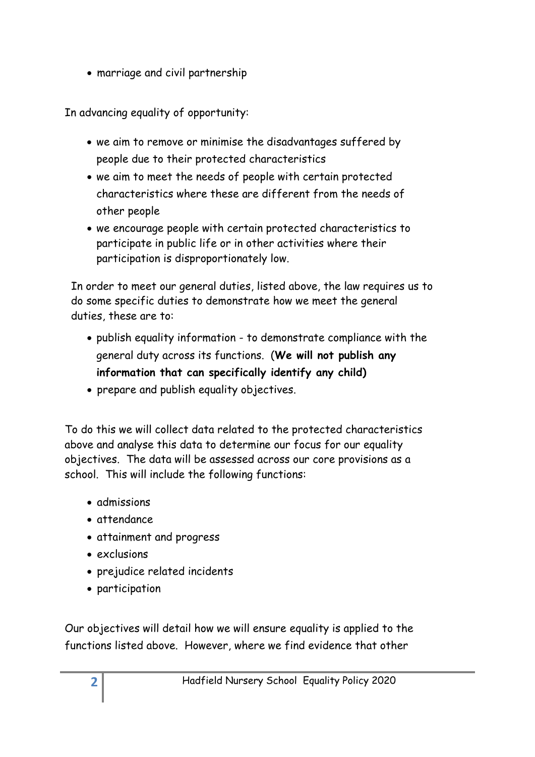- marriage and civil partnership

In advancing equality of opportunity:

- we aim to remove or minimise the disadvantages suffered by people due to their protected characteristics
- we aim to meet the needs of people with certain protected characteristics where these are different from the needs of other people
- we encourage people with certain protected characteristics to participate in public life or in other activities where their participation is disproportionately low.

In order to meet our general duties, listed above, the law requires us to do some specific duties to demonstrate how we meet the general duties, these are to:

- publish equality information - to demonstrate compliance with the general duty across its functions. (**We will not publish any information that can specifically identify any child)**
- prepare and publish equality objectives.

To do this we will collect data related to the protected characteristics above and analyse this data to determine our focus for our equality objectives. The data will be assessed across our core provisions as a school. This will include the following functions:

- admissions
- attendance
- attainment and progress
- exclusions
- prejudice related incidents
- participation

Our objectives will detail how we will ensure equality is applied to the functions listed above. However, where we find evidence that other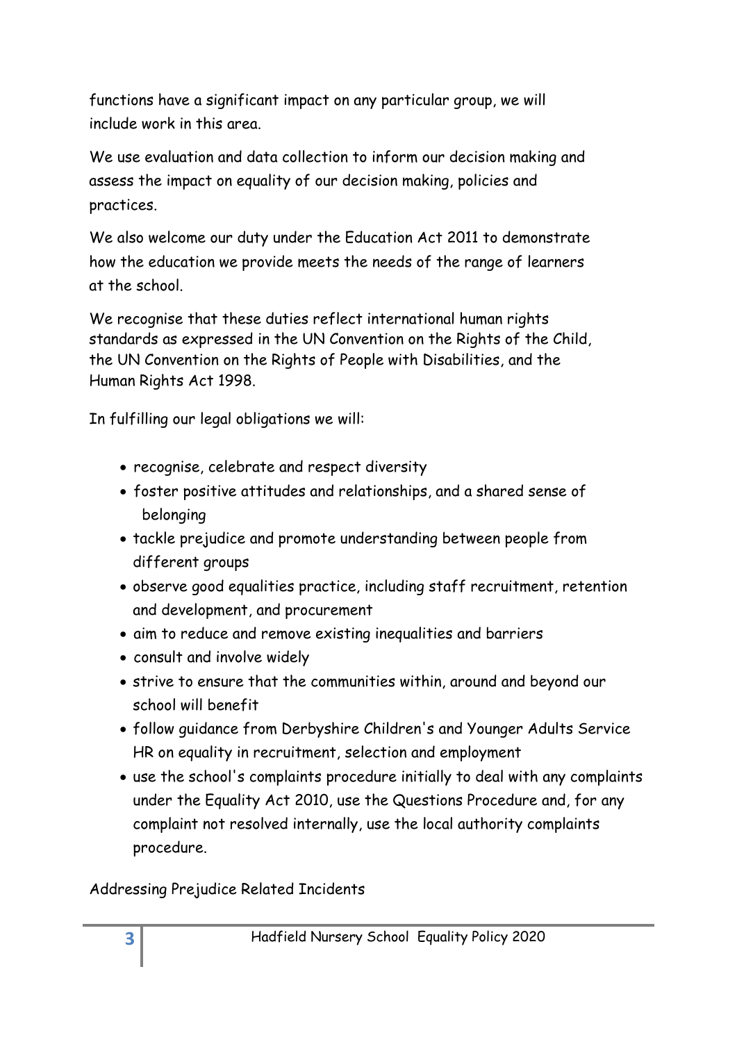functions have a significant impact on any particular group, we will include work in this area.

We use evaluation and data collection to inform our decision making and assess the impact on equality of our decision making, policies and practices.

We also welcome our duty under the Education Act 2011 to demonstrate how the education we provide meets the needs of the range of learners at the school.

We recognise that these duties reflect international human rights standards as expressed in the UN Convention on the Rights of the Child, the UN Convention on the Rights of People with Disabilities, and the Human Rights Act 1998.

In fulfilling our legal obligations we will:

- recognise, celebrate and respect diversity
- foster positive attitudes and relationships, and a shared sense of belonging
- tackle prejudice and promote understanding between people from different groups
- observe good equalities practice, including staff recruitment, retention and development, and procurement
- aim to reduce and remove existing inequalities and barriers
- consult and involve widely
- strive to ensure that the communities within, around and beyond our school will benefit
- follow guidance from Derbyshire Children's and Younger Adults Service HR on equality in recruitment, selection and employment
- use the school's complaints procedure initially to deal with any complaints under the Equality Act 2010, use the Questions Procedure and, for any complaint not resolved internally, use the local authority complaints procedure.

Addressing Prejudice Related Incidents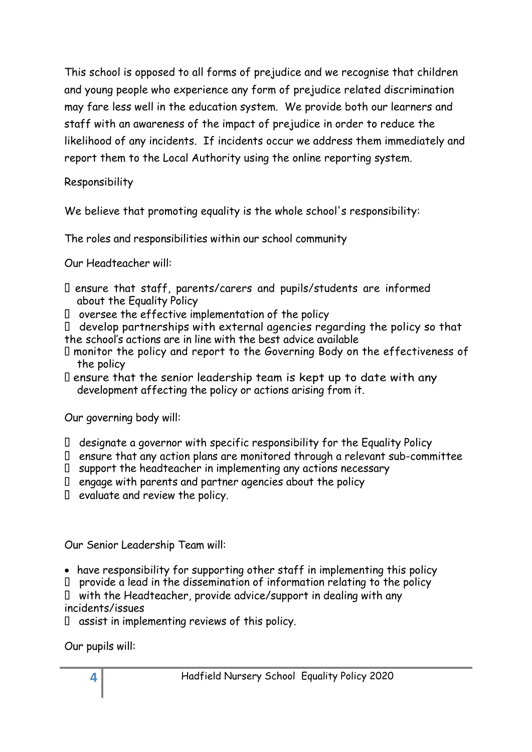This school is opposed to all forms of prejudice and we recognise that children and young people who experience any form of prejudice related discrimination may fare less well in the education system. We provide both our learners and staff with an awareness of the impact of prejudice in order to reduce the likelihood of any incidents. If incidents occur we address them immediately and report them to the Local Authority using the online reporting system.

Responsibility

We believe that promoting equality is the whole school's responsibility:

The roles and responsibilities within our school community

Our Headteacher will:

- ensure that staff, parents/carers and pupils/students are informed about the Equality Policy
- oversee the effective implementation of the policy
- develop partnerships with external agencies regarding the policy so that the school's actions are in line with the best advice available
- monitor the policy and report to the Governing Body on the effectiveness of the policy
- ensure that the senior leadership team is kept up to date with any development affecting the policy or actions arising from it.

Our governing body will:

- designate a governor with specific responsibility for the Equality Policy
- ensure that any action plans are monitored through a relevant sub-committee
- support the headteacher in implementing any actions necessary
- engage with parents and partner agencies about the policy
- evaluate and review the policy.

Our Senior Leadership Team will:

- have responsibility for supporting other staff in implementing this policy
- provide a lead in the dissemination of information relating to the policy
- with the Headteacher, provide advice/support in dealing with any incidents/issues
- assist in implementing reviews of this policy.

Our pupils will: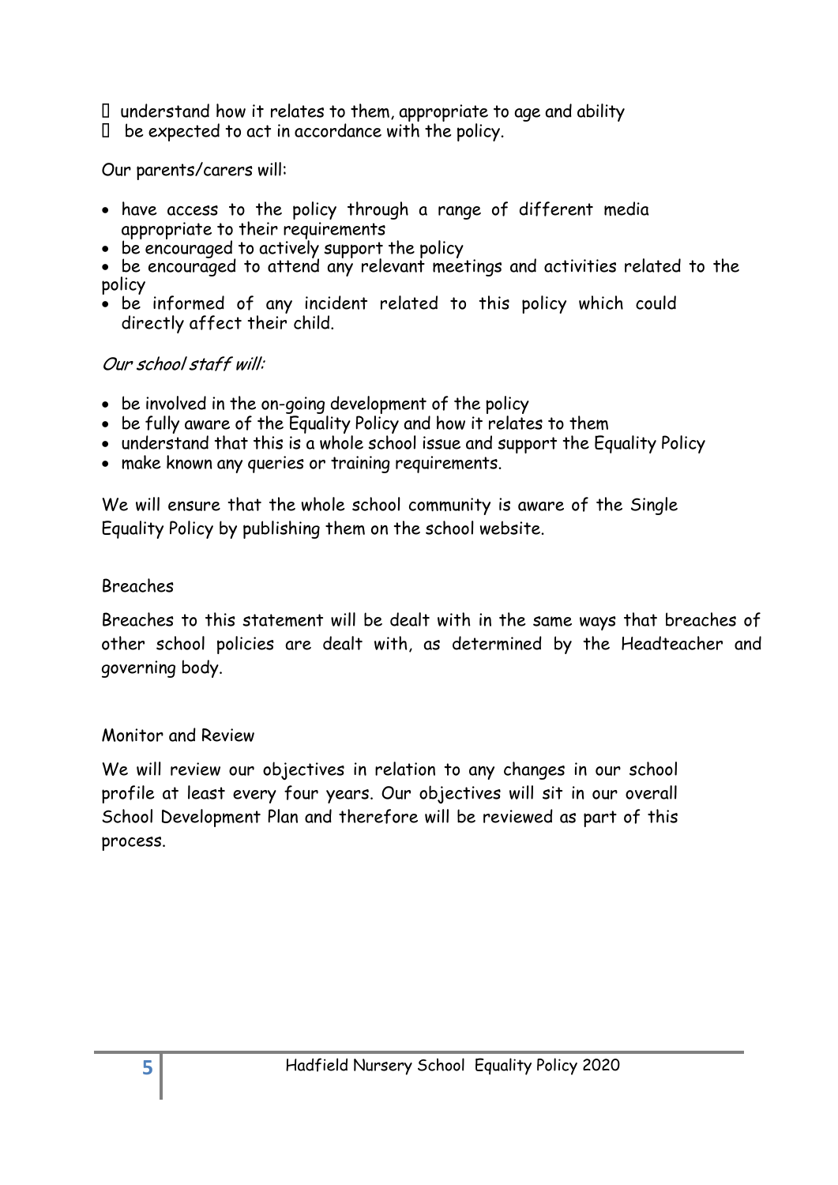- understand how it relates to them, appropriate to age and ability
- be expected to act in accordance with the policy.

Our parents/carers will:

- have access to the policy through a range of different media appropriate to their requirements
- be encouraged to actively support the policy
- be encouraged to attend any relevant meetings and activities related to the policy
- be informed of any incident related to this policy which could directly affect their child.

*Our school staff will:*

- be involved in the on-going development of the policy
- be fully aware of the Equality Policy and how it relates to them
- understand that this is a whole school issue and support the Equality Policy
- make known any queries or training requirements.

We will ensure that the whole school community is aware of the Single Equality Policy by publishing them on the school website.

Breaches

Breaches to this statement will be dealt with in the same ways that breaches of other school policies are dealt with, as determined by the Headteacher and governing body.

Monitor and Review

We will review our objectives in relation to any changes in our school profile at least every four years. Our objectives will sit in our overall School Development Plan and therefore will be reviewed as part of this process.